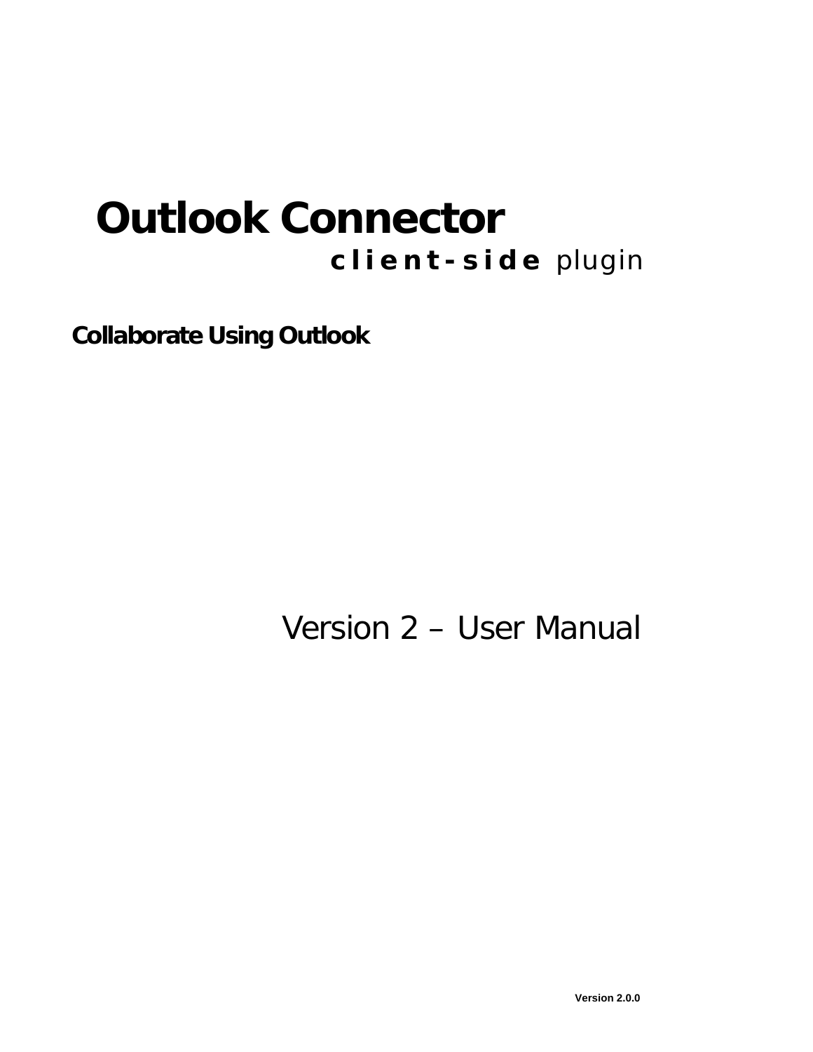# Outlook Connector

**client-side** plugin

**Collaborate Using Outlook**

Version 2 – User Manual

**Version 2.0.0**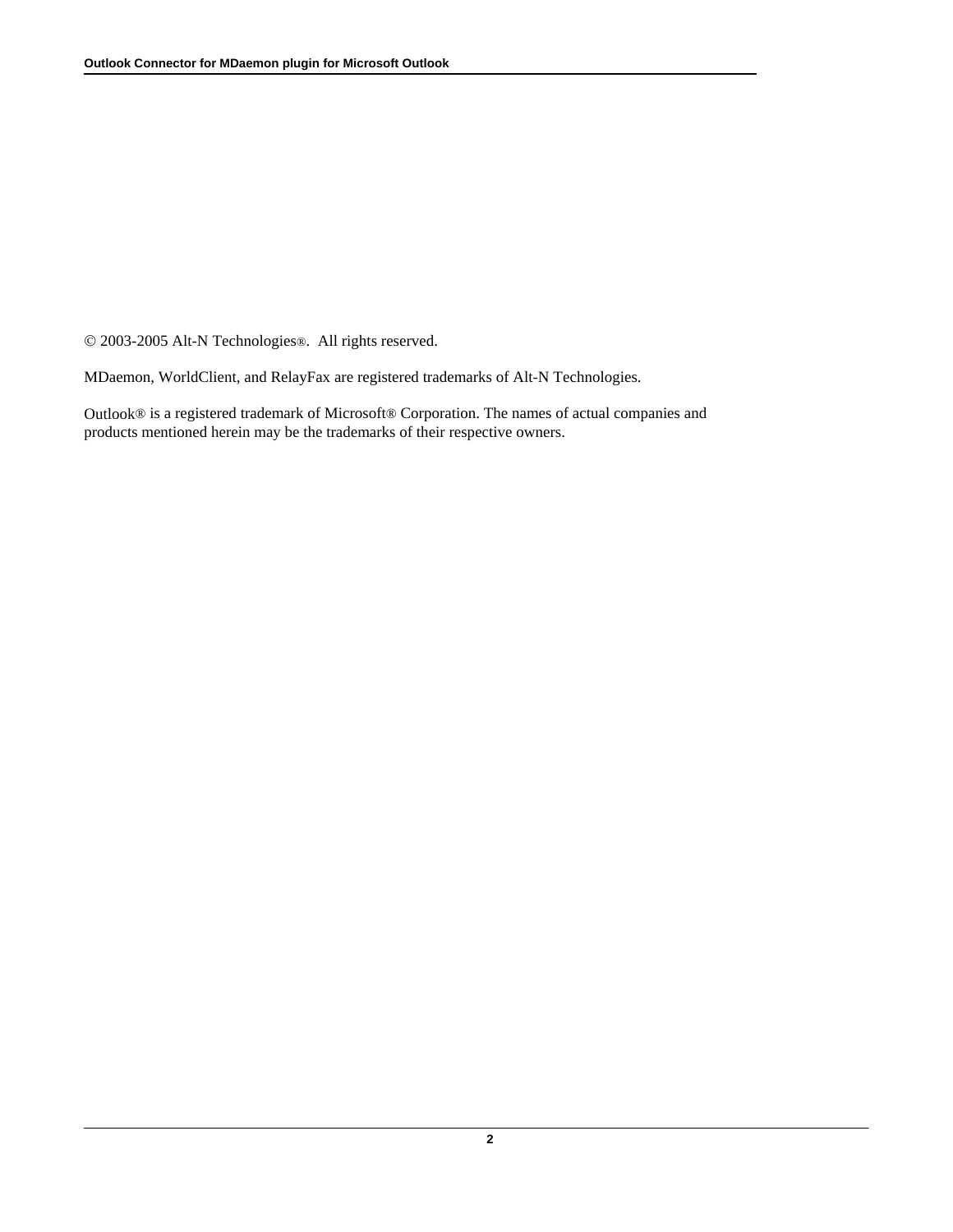© 2003-2005 Alt-N Technologies®. All rights reserved.

MDaemon, WorldClient, and RelayFax are registered trademarks of Alt-N Technologies.

Outlook® is a registered trademark of Microsoft® Corporation. The names of actual companies and products mentioned herein may be the trademarks of their respective owners.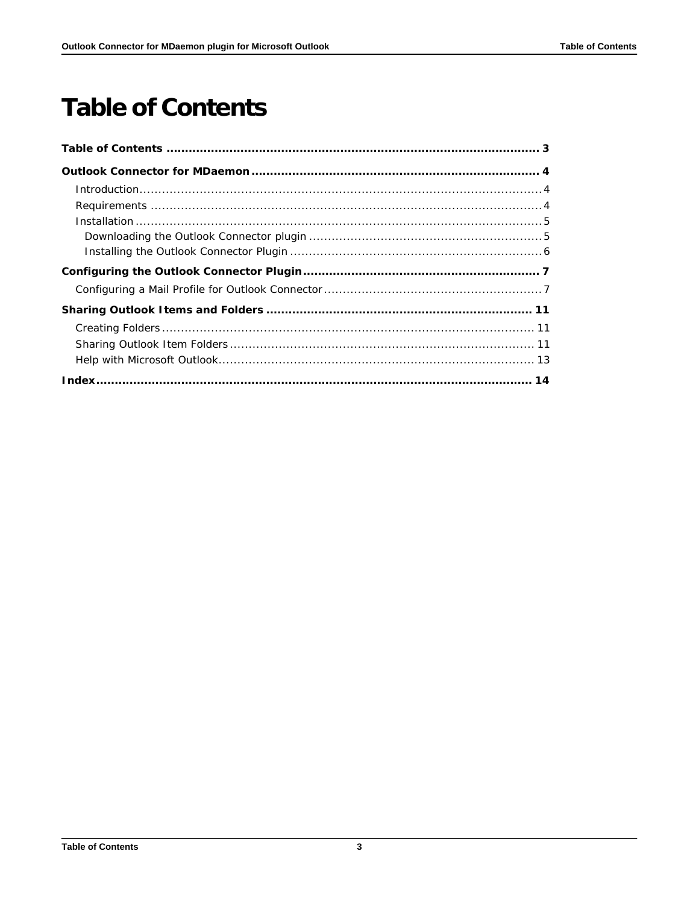# Table of Contents

**Table of Contents** ........................................................................................... **3**

**Outlook Connector for MDaemon** ....................................................................... **4**

Introduction........................................................................................................ 4

Requirements ..................................................................................................... 4

Installation .......................................................................................................... 5

Downloading the Outlook Connector plugin ........................................................ 5

Installing the Outlook Connector Plugin .............................................................. 6

**Configuring the Outlook Connector Plugin** ........................................................... **7**

Configuring a Mail Profile for Outlook Connector ...................................................... 7

**Sharing Outlook Items and Folders** ...................................................................... **11**

Creating Folders .................................................................................................. 11

Sharing Outlook Item Folders ................................................................................ 11

Help with Microsoft Outlook................................................................................... 13

**Index**..................................................................................................................... **14**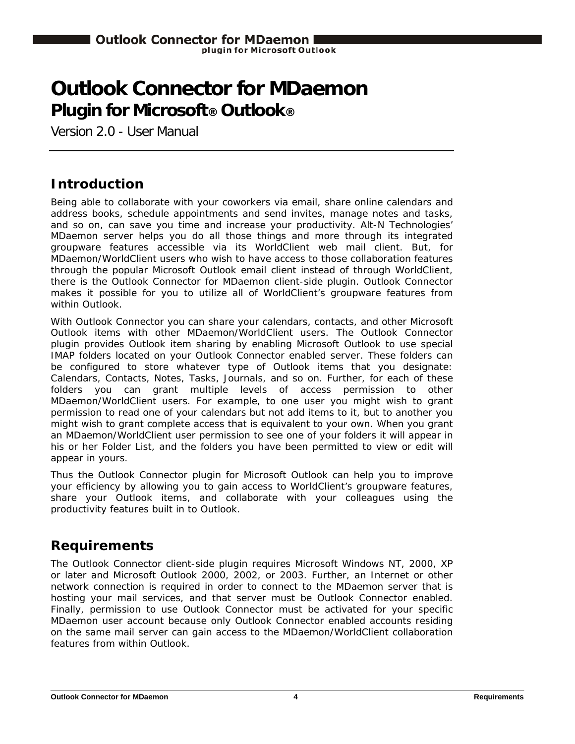# Outlook Connector for MDaemon

## Plugin for Microsoft® Outlook®

Version 2.0 - User Manual

## Introduction

Being able to collaborate with your coworkers via email, share online calendars and address books, schedule appointments and send invites, manage notes and tasks, and so on, can save you time and increase your productivity. Alt-N Technologies' MDaemon server helps you do all those things and more through its integrated groupware features accessible via its WorldClient web mail client. But, for MDaemon/WorldClient users who wish to have access to those collaboration features through the popular Microsoft Outlook email client instead of through WorldClient, there is the Outlook Connector for MDaemon client-side plugin. Outlook Connector makes it possible for you to utilize all of WorldClient's groupware features from within Outlook.

With Outlook Connector you can share your calendars, contacts, and other Microsoft Outlook items with other MDaemon/WorldClient users. The Outlook Connector plugin provides Outlook item sharing by enabling Microsoft Outlook to use special IMAP folders located on your Outlook Connector enabled server. These folders can be configured to store whatever type of Outlook items that you designate: Calendars, Contacts, Notes, Tasks, Journals, and so on. Further, for each of these folders you can grant multiple levels of access permission to other MDaemon/WorldClient users. For example, to one user you might wish to grant permission to read one of your calendars but not add items to it, but to another you might wish to grant complete access that is equivalent to your own. When you grant an MDaemon/WorldClient user permission to see one of your folders it will appear in his or her Folder List, and the folders you have been permitted to view or edit will appear in yours.

Thus the Outlook Connector plugin for Microsoft Outlook can help you to improve your efficiency by allowing you to gain access to WorldClient's groupware features, share your Outlook items, and collaborate with your colleagues using the productivity features built in to Outlook.

## Requirements

The Outlook Connector client-side plugin requires Microsoft Windows NT, 2000, XP or later and Microsoft Outlook 2000, 2002, or 2003. Further, an Internet or other network connection is required in order to connect to the MDaemon server that is hosting your mail services, and that server must be Outlook Connector enabled. Finally, permission to use Outlook Connector must be activated for your specific MDaemon user account because only Outlook Connector enabled accounts residing on the same mail server can gain access to the MDaemon/WorldClient collaboration features from within Outlook.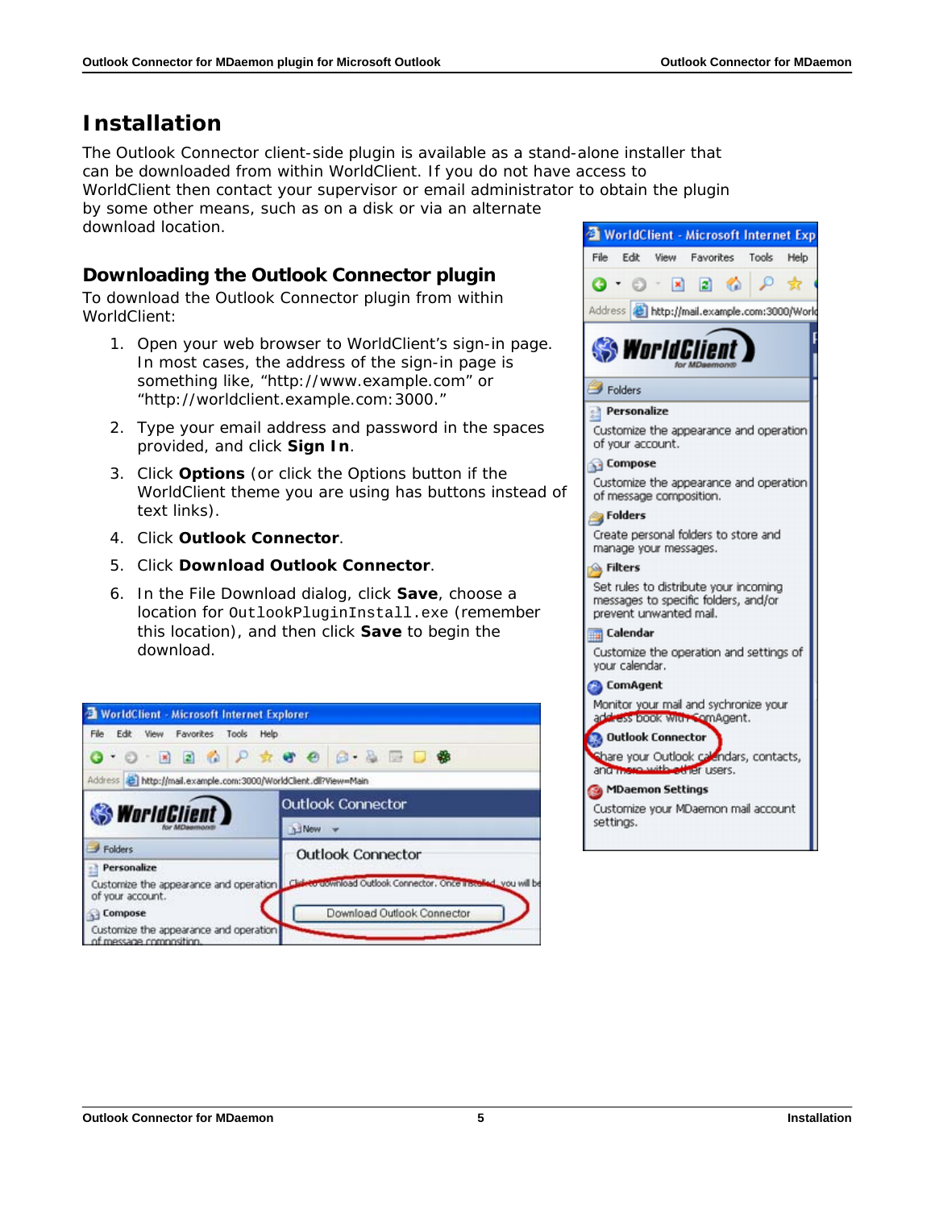# Installation

The Outlook Connector client-side plugin is available as a stand-alone installer that can be downloaded from within WorldClient. If you do not have access to WorldClient then contact your supervisor or email administrator to obtain the plugin by some other means, such as on a disk or via an alternate download location.

## Downloading the Outlook Connector plugin

To download the Outlook Connector plugin from within WorldClient:

1. Open your web browser to WorldClient's sign-in page. In most cases, the address of the sign-in page is something like, "http://www.example.com" or "http://worldclient.example.com:3000."
2. Type your email address and password in the spaces provided, and click **Sign In**.
3. Click **Options** (or click the Options button if the WorldClient theme you are using has buttons instead of text links).
4. Click **Outlook Connector**.
5. Click **Download Outlook Connector**.
6. In the File Download dialog, click **Save**, choose a location for `OutlookPluginInstall.exe` (remember this location), and then click **Save** to begin the download.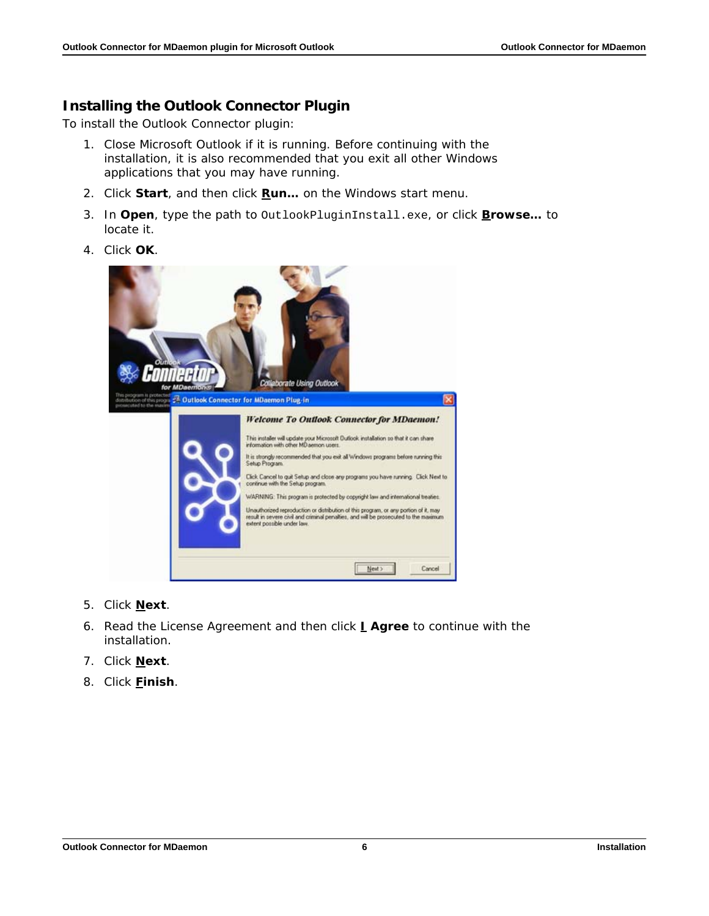## Installing the Outlook Connector Plugin

To install the Outlook Connector plugin:

1. Close Microsoft Outlook if it is running. Before continuing with the installation, it is also recommended that you exit all other Windows applications that you may have running.
2. Click **Start**, and then click **Run…** on the Windows start menu.
3. In **Open**, type the path to `OutlookPluginInstall.exe`, or click **Browse…** to locate it.
4. Click **OK**.
5. Click **Next**.
6. Read the License Agreement and then click **I Agree** to continue with the installation.
7. Click **Next**.
8. Click **Finish**.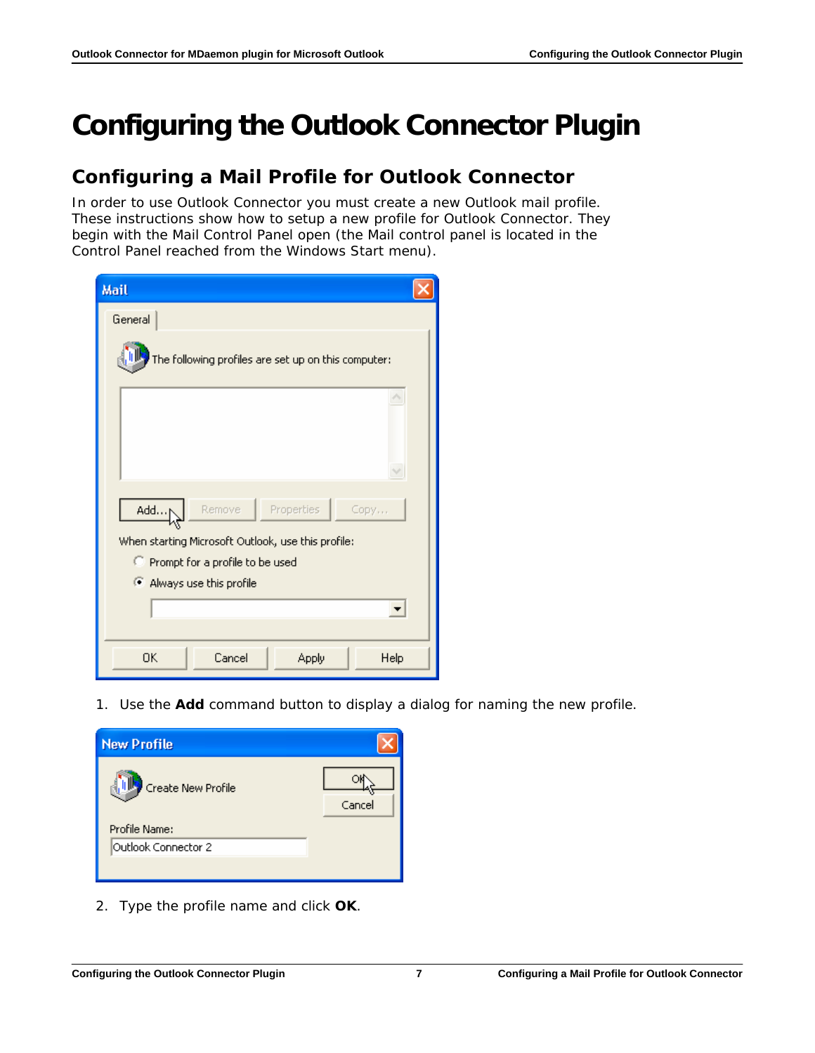# Configuring the Outlook Connector Plugin

## Configuring a Mail Profile for Outlook Connector

In order to use Outlook Connector you must create a new Outlook mail profile. These instructions show how to setup a new profile for Outlook Connector. They begin with the Mail Control Panel open (the Mail control panel is located in the Control Panel reached from the Windows Start menu).

1. Use the **Add** command button to display a dialog for naming the new profile.

2. Type the profile name and click **OK**.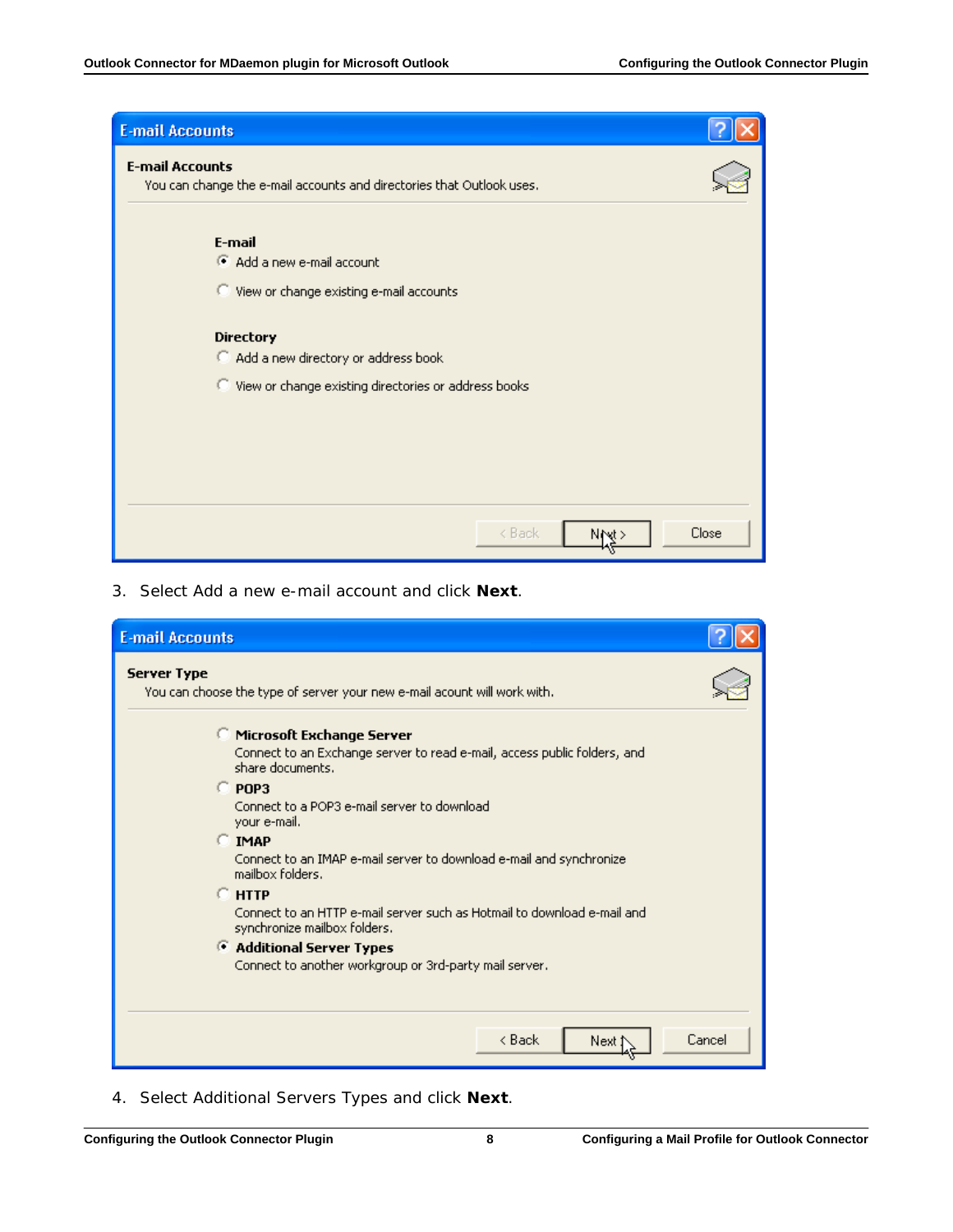3. Select Add a new e-mail account and click **Next**.

4. Select Additional Servers Types and click **Next**.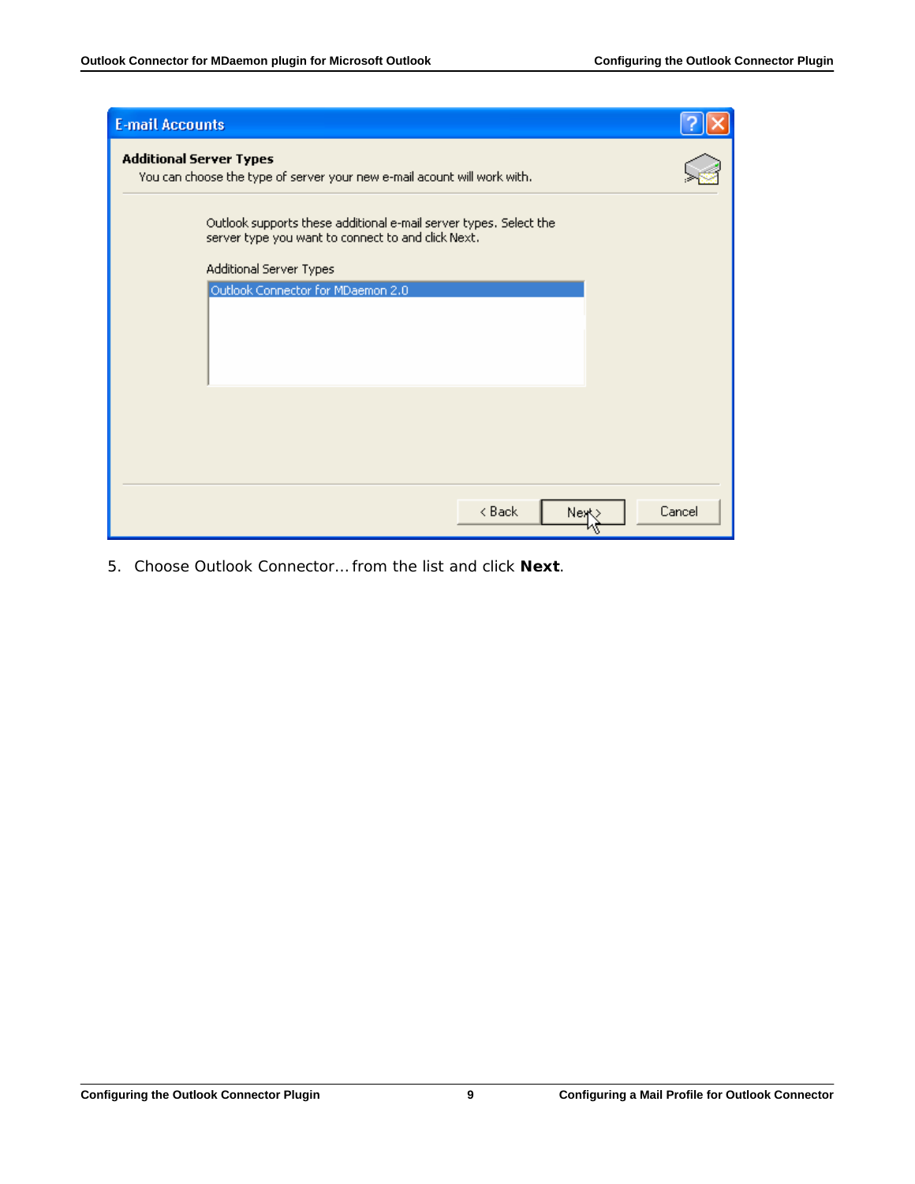5. Choose Outlook Connector… from the list and click **Next**.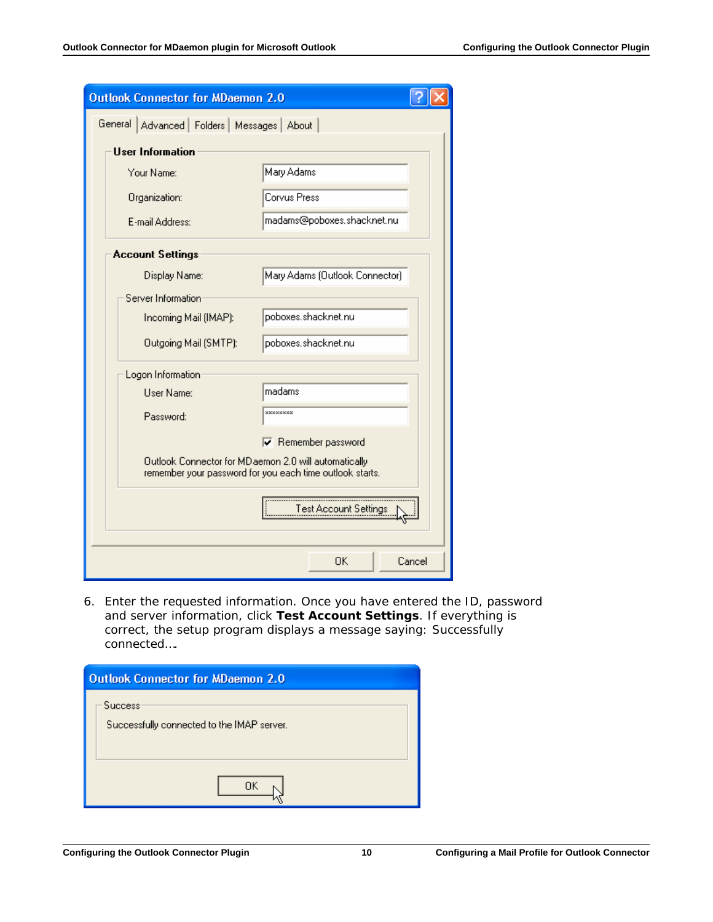6. Enter the requested information. Once you have entered the ID, password and server information, click **Test Account Settings**. If everything is correct, the setup program displays a message saying: Successfully connected….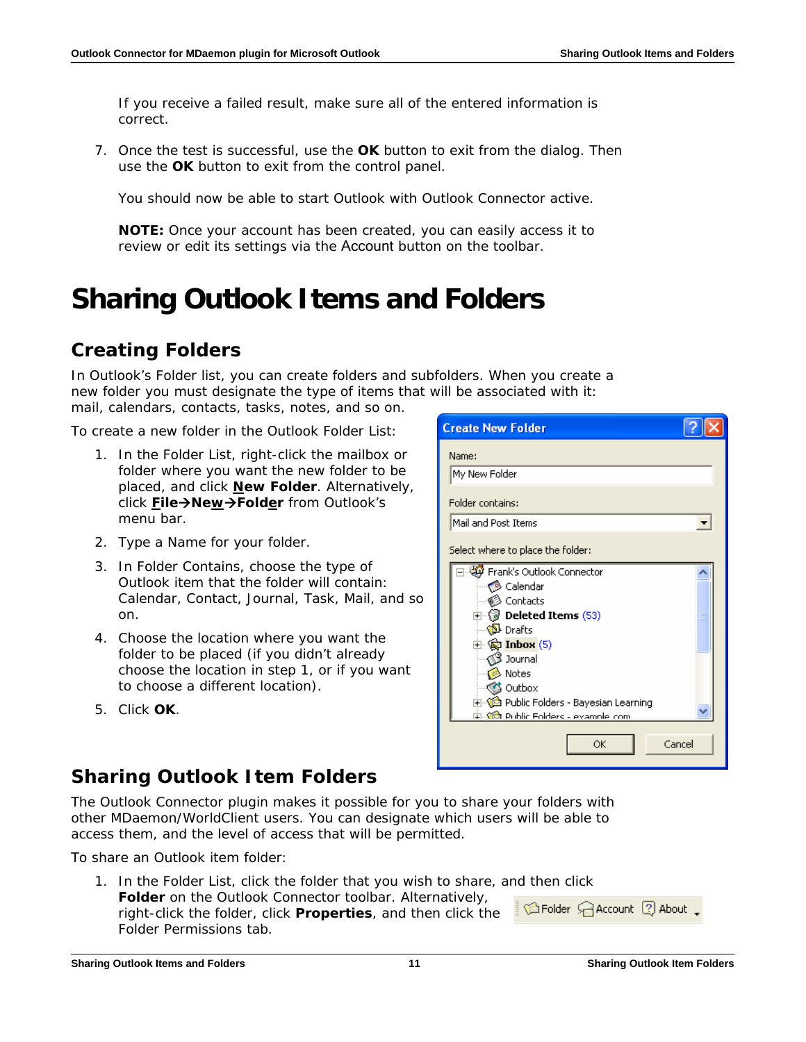If you receive a failed result, make sure all of the entered information is correct.

7. Once the test is successful, use the **OK** button to exit from the dialog. Then use the **OK** button to exit from the control panel.

   You should now be able to start Outlook with Outlook Connector active.

   **NOTE:** Once your account has been created, you can easily access it to review or edit its settings via the Account button on the toolbar.

# Sharing Outlook Items and Folders

## Creating Folders

In Outlook's Folder list, you can create folders and subfolders. When you create a new folder you must designate the type of items that will be associated with it: mail, calendars, contacts, tasks, notes, and so on.

To create a new folder in the Outlook Folder List:

1. In the Folder List, right-click the mailbox or folder where you want the new folder to be placed, and click **New Folder**. Alternatively, click **File→New→Folder** from Outlook's menu bar.
2. Type a Name for your folder.
3. In Folder Contains, choose the type of Outlook item that the folder will contain: Calendar, Contact, Journal, Task, Mail, and so on.
4. Choose the location where you want the folder to be placed (if you didn't already choose the location in step 1, or if you want to choose a different location).
5. Click **OK**.

## Sharing Outlook Item Folders

The Outlook Connector plugin makes it possible for you to share your folders with other MDaemon/WorldClient users. You can designate which users will be able to access them, and the level of access that will be permitted.

To share an Outlook item folder:

1. In the Folder List, click the folder that you wish to share, and then click **Folder** on the Outlook Connector toolbar. Alternatively, right-click the folder, click **Properties**, and then click the Folder Permissions tab.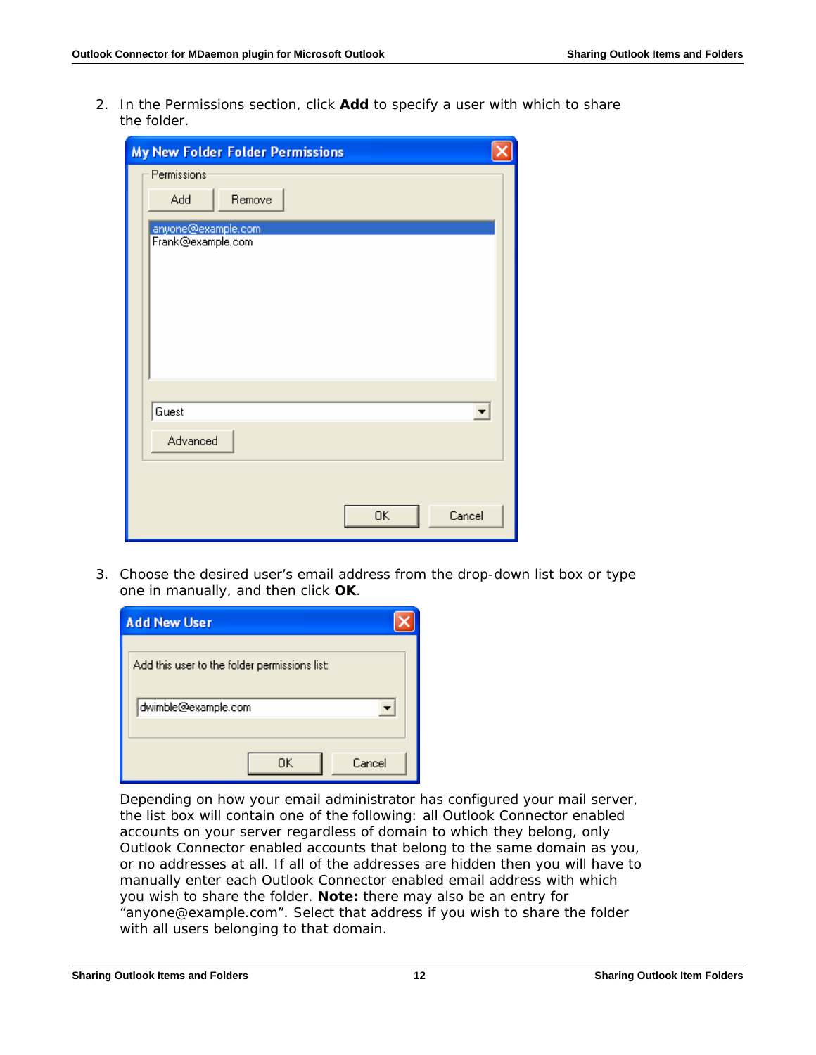2. In the Permissions section, click **Add** to specify a user with which to share the folder.

3. Choose the desired user's email address from the drop-down list box or type one in manually, and then click **OK**.

   Depending on how your email administrator has configured your mail server, the list box will contain one of the following: all Outlook Connector enabled accounts on your server regardless of domain to which they belong, only Outlook Connector enabled accounts that belong to the same domain as you, or no addresses at all. If all of the addresses are hidden then you will have to manually enter each Outlook Connector enabled email address with which you wish to share the folder. **Note:** there may also be an entry for "anyone@example.com". Select that address if you wish to share the folder with all users belonging to that domain.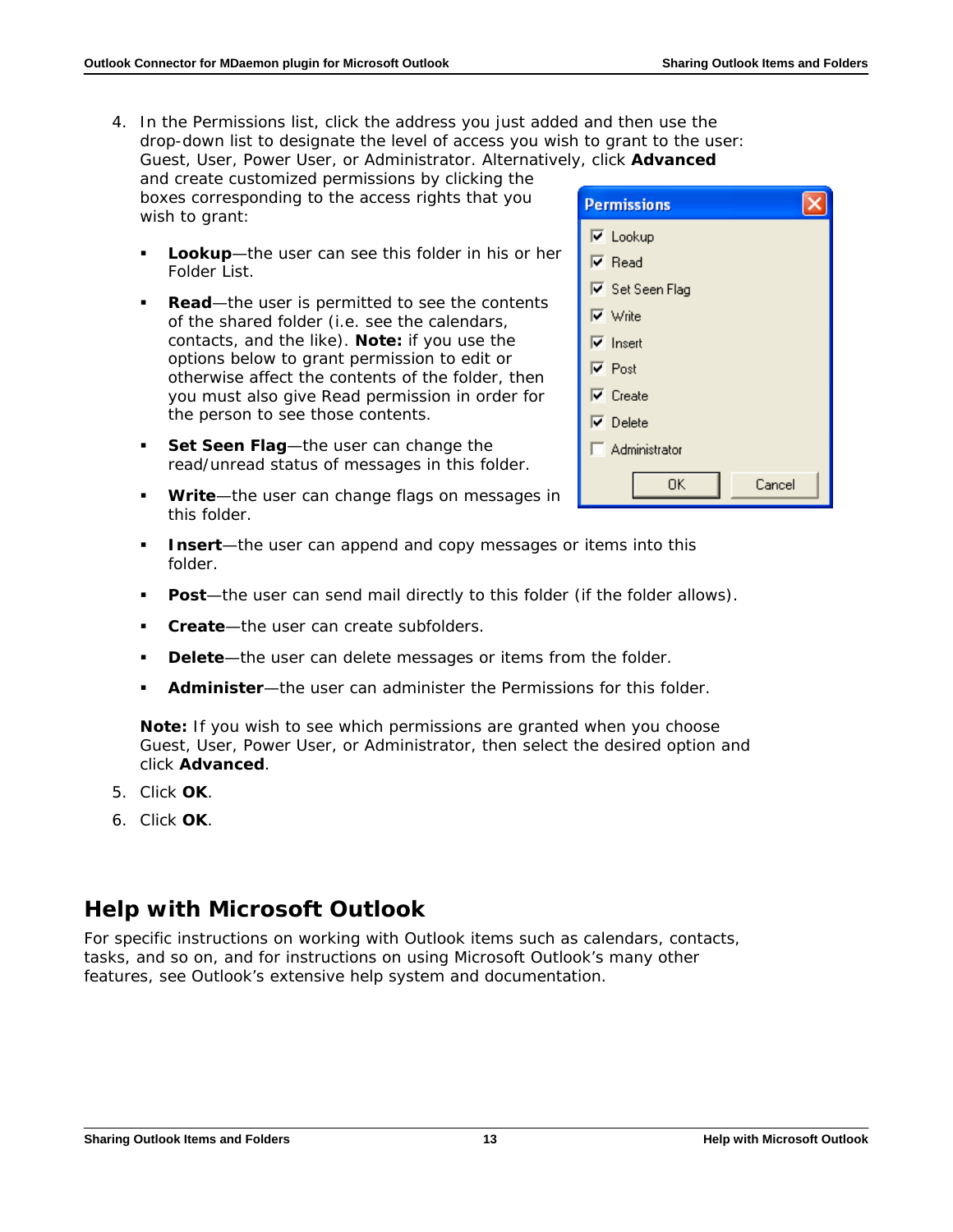4. In the Permissions list, click the address you just added and then use the drop-down list to designate the level of access you wish to grant to the user: Guest, User, Power User, or Administrator. Alternatively, click **Advanced** and create customized permissions by clicking the boxes corresponding to the access rights that you wish to grant:

   - **Lookup**—the user can see this folder in his or her Folder List.
   - **Read**—the user is permitted to see the contents of the shared folder (i.e. see the calendars, contacts, and the like). **Note:** if you use the options below to grant permission to edit or otherwise affect the contents of the folder, then you must also give Read permission in order for the person to see those contents.
   - **Set Seen Flag**—the user can change the read/unread status of messages in this folder.
   - **Write**—the user can change flags on messages in this folder.
   - **Insert**—the user can append and copy messages or items into this folder.
   - **Post**—the user can send mail directly to this folder (if the folder allows).
   - **Create**—the user can create subfolders.
   - **Delete**—the user can delete messages or items from the folder.
   - **Administer**—the user can administer the Permissions for this folder.

   **Note:** If you wish to see which permissions are granted when you choose Guest, User, Power User, or Administrator, then select the desired option and click **Advanced**.

5. Click **OK**.
6. Click **OK**.

## Help with Microsoft Outlook

For specific instructions on working with Outlook items such as calendars, contacts, tasks, and so on, and for instructions on using Microsoft Outlook's many other features, see Outlook's extensive help system and documentation.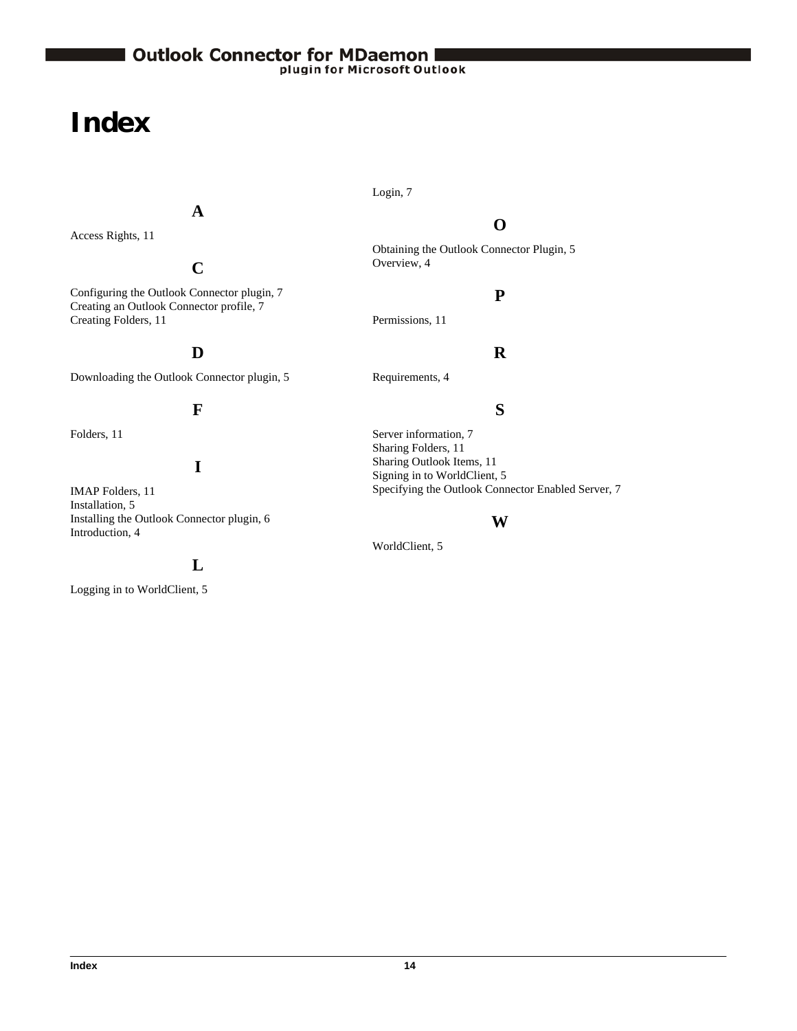# Index

### A

Access Rights, 11

### C

Configuring the Outlook Connector plugin, 7
Creating an Outlook Connector profile, 7
Creating Folders, 11

### D

Downloading the Outlook Connector plugin, 5

### F

Folders, 11

### I

IMAP Folders, 11
Installation, 5
Installing the Outlook Connector plugin, 6
Introduction, 4

### L

Logging in to WorldClient, 5
Login, 7

### O

Obtaining the Outlook Connector Plugin, 5
Overview, 4

### P

Permissions, 11

### R

Requirements, 4

### S

Server information, 7
Sharing Folders, 11
Sharing Outlook Items, 11
Signing in to WorldClient, 5
Specifying the Outlook Connector Enabled Server, 7

### W

WorldClient, 5